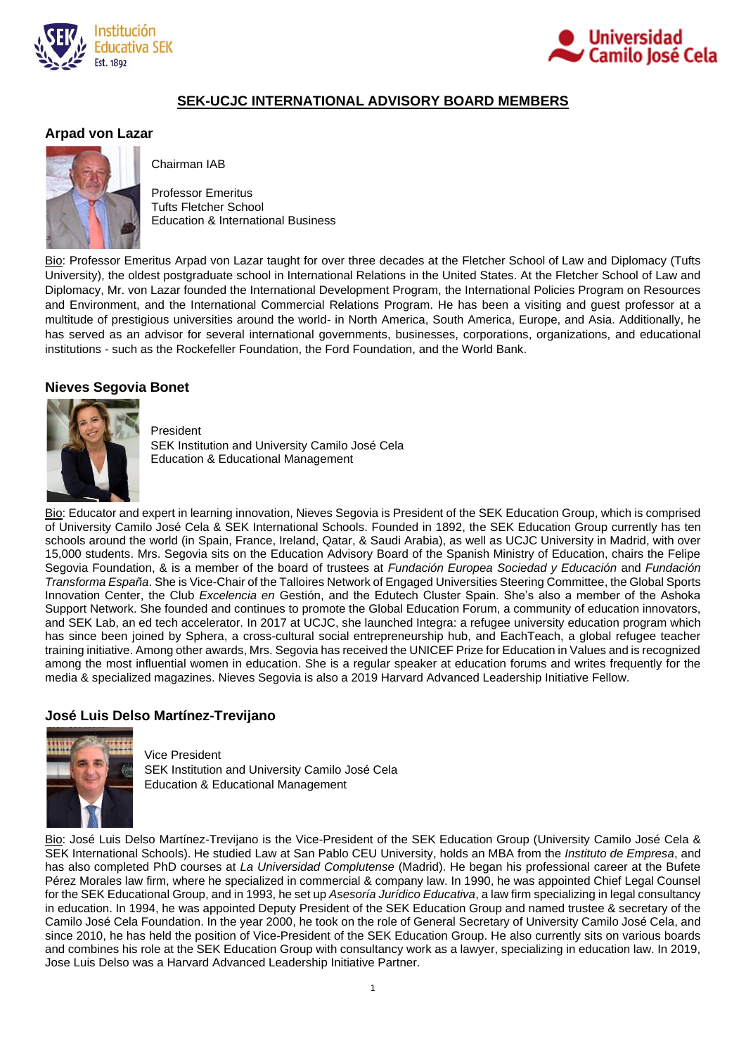# SEK-UCJC INTERNATIONAL ADVISORY BOARD MEMBERS

## Arpad von Lazar

Chairman IAB

Professor Emeritus
Tufts Fletcher School
Education & International Business

Bio: Professor Emeritus Arpad von Lazar taught for over three decades at the Fletcher School of Law and Diplomacy (Tufts University), the oldest postgraduate school in International Relations in the United States. At the Fletcher School of Law and Diplomacy, Mr. von Lazar founded the International Development Program, the International Policies Program on Resources and Environment, and the International Commercial Relations Program. He has been a visiting and guest professor at a multitude of prestigious universities around the world- in North America, South America, Europe, and Asia. Additionally, he has served as an advisor for several international governments, businesses, corporations, organizations, and educational institutions - such as the Rockefeller Foundation, the Ford Foundation, and the World Bank.

## Nieves Segovia Bonet

President
SEK Institution and University Camilo José Cela
Education & Educational Management

Bio: Educator and expert in learning innovation, Nieves Segovia is President of the SEK Education Group, which is comprised of University Camilo José Cela & SEK International Schools. Founded in 1892, the SEK Education Group currently has ten schools around the world (in Spain, France, Ireland, Qatar, & Saudi Arabia), as well as UCJC University in Madrid, with over 15,000 students. Mrs. Segovia sits on the Education Advisory Board of the Spanish Ministry of Education, chairs the Felipe Segovia Foundation, & is a member of the board of trustees at *Fundación Europea Sociedad y Educación* and *Fundación Transforma España*. She is Vice-Chair of the Talloires Network of Engaged Universities Steering Committee, the Global Sports Innovation Center, the Club *Excelencia en* Gestión, and the Edutech Cluster Spain. She's also a member of the Ashoka Support Network. She founded and continues to promote the Global Education Forum, a community of education innovators, and SEK Lab, an ed tech accelerator. In 2017 at UCJC, she launched Integra: a refugee university education program which has since been joined by Sphera, a cross-cultural social entrepreneurship hub, and EachTeach, a global refugee teacher training initiative. Among other awards, Mrs. Segovia has received the UNICEF Prize for Education in Values and is recognized among the most influential women in education. She is a regular speaker at education forums and writes frequently for the media & specialized magazines. Nieves Segovia is also a 2019 Harvard Advanced Leadership Initiative Fellow.

## José Luis Delso Martínez-Trevijano

Vice President
SEK Institution and University Camilo José Cela
Education & Educational Management

Bio: José Luis Delso Martínez-Trevijano is the Vice-President of the SEK Education Group (University Camilo José Cela & SEK International Schools). He studied Law at San Pablo CEU University, holds an MBA from the *Instituto de Empresa*, and has also completed PhD courses at *La Universidad Complutense* (Madrid). He began his professional career at the Bufete Pérez Morales law firm, where he specialized in commercial & company law. In 1990, he was appointed Chief Legal Counsel for the SEK Educational Group, and in 1993, he set up *Asesoría Jurídico Educativa*, a law firm specializing in legal consultancy in education. In 1994, he was appointed Deputy President of the SEK Education Group and named trustee & secretary of the Camilo José Cela Foundation. In the year 2000, he took on the role of General Secretary of University Camilo José Cela, and since 2010, he has held the position of Vice-President of the SEK Education Group. He also currently sits on various boards and combines his role at the SEK Education Group with consultancy work as a lawyer, specializing in education law. In 2019, Jose Luis Delso was a Harvard Advanced Leadership Initiative Partner.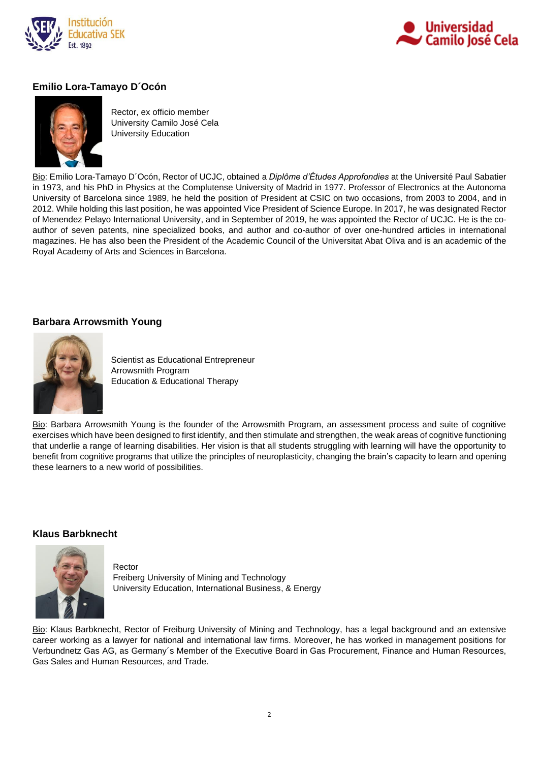### Emilio Lora-Tamayo D´Ocón

Rector, ex officio member
University Camilo José Cela
University Education

Bio: Emilio Lora-Tamayo D´Ocón, Rector of UCJC, obtained a *Diplôme d'Études Approfondies* at the Université Paul Sabatier in 1973, and his PhD in Physics at the Complutense University of Madrid in 1977. Professor of Electronics at the Autonoma University of Barcelona since 1989, he held the position of President at CSIC on two occasions, from 2003 to 2004, and in 2012. While holding this last position, he was appointed Vice President of Science Europe. In 2017, he was designated Rector of Menendez Pelayo International University, and in September of 2019, he was appointed the Rector of UCJC. He is the co-author of seven patents, nine specialized books, and author and co-author of over one-hundred articles in international magazines. He has also been the President of the Academic Council of the Universitat Abat Oliva and is an academic of the Royal Academy of Arts and Sciences in Barcelona.

### Barbara Arrowsmith Young

Scientist as Educational Entrepreneur
Arrowsmith Program
Education & Educational Therapy

Bio: Barbara Arrowsmith Young is the founder of the Arrowsmith Program, an assessment process and suite of cognitive exercises which have been designed to first identify, and then stimulate and strengthen, the weak areas of cognitive functioning that underlie a range of learning disabilities. Her vision is that all students struggling with learning will have the opportunity to benefit from cognitive programs that utilize the principles of neuroplasticity, changing the brain's capacity to learn and opening these learners to a new world of possibilities.

### Klaus Barbknecht

Rector
Freiberg University of Mining and Technology
University Education, International Business, & Energy

Bio: Klaus Barbknecht, Rector of Freiburg University of Mining and Technology, has a legal background and an extensive career working as a lawyer for national and international law firms. Moreover, he has worked in management positions for Verbundnetz Gas AG, as Germany´s Member of the Executive Board in Gas Procurement, Finance and Human Resources, Gas Sales and Human Resources, and Trade.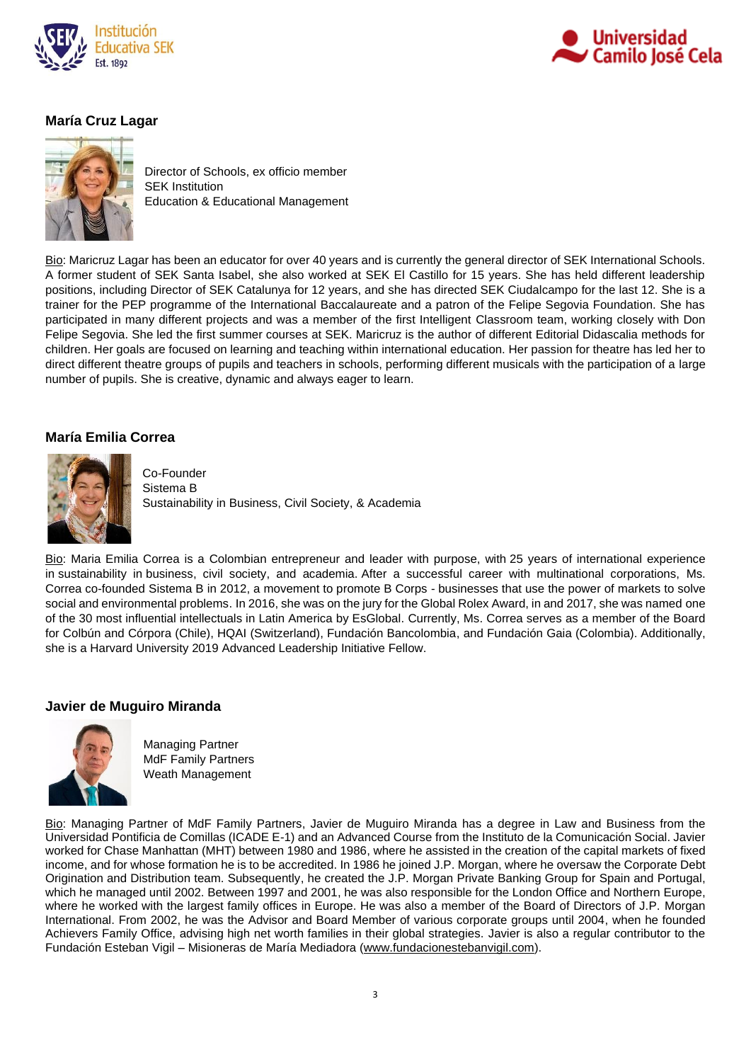## María Cruz Lagar

Director of Schools, ex officio member
SEK Institution
Education & Educational Management

Bio: Maricruz Lagar has been an educator for over 40 years and is currently the general director of SEK International Schools. A former student of SEK Santa Isabel, she also worked at SEK El Castillo for 15 years. She has held different leadership positions, including Director of SEK Catalunya for 12 years, and she has directed SEK Ciudalcampo for the last 12. She is a trainer for the PEP programme of the International Baccalaureate and a patron of the Felipe Segovia Foundation. She has participated in many different projects and was a member of the first Intelligent Classroom team, working closely with Don Felipe Segovia. She led the first summer courses at SEK. Maricruz is the author of different Editorial Didascalia methods for children. Her goals are focused on learning and teaching within international education. Her passion for theatre has led her to direct different theatre groups of pupils and teachers in schools, performing different musicals with the participation of a large number of pupils. She is creative, dynamic and always eager to learn.

## María Emilia Correa

Co-Founder
Sistema B
Sustainability in Business, Civil Society, & Academia

Bio: Maria Emilia Correa is a Colombian entrepreneur and leader with purpose, with 25 years of international experience in sustainability in business, civil society, and academia. After a successful career with multinational corporations, Ms. Correa co-founded Sistema B in 2012, a movement to promote B Corps - businesses that use the power of markets to solve social and environmental problems. In 2016, she was on the jury for the Global Rolex Award, in and 2017, she was named one of the 30 most influential intellectuals in Latin America by EsGlobal. Currently, Ms. Correa serves as a member of the Board for Colbún and Córpora (Chile), HQAI (Switzerland), Fundación Bancolombia, and Fundación Gaia (Colombia). Additionally, she is a Harvard University 2019 Advanced Leadership Initiative Fellow.

## Javier de Muguiro Miranda

Managing Partner
MdF Family Partners
Weath Management

Bio: Managing Partner of MdF Family Partners, Javier de Muguiro Miranda has a degree in Law and Business from the Universidad Pontificia de Comillas (ICADE E-1) and an Advanced Course from the Instituto de la Comunicación Social. Javier worked for Chase Manhattan (MHT) between 1980 and 1986, where he assisted in the creation of the capital markets of fixed income, and for whose formation he is to be accredited. In 1986 he joined J.P. Morgan, where he oversaw the Corporate Debt Origination and Distribution team. Subsequently, he created the J.P. Morgan Private Banking Group for Spain and Portugal, which he managed until 2002. Between 1997 and 2001, he was also responsible for the London Office and Northern Europe, where he worked with the largest family offices in Europe. He was also a member of the Board of Directors of J.P. Morgan International. From 2002, he was the Advisor and Board Member of various corporate groups until 2004, when he founded Achievers Family Office, advising high net worth families in their global strategies. Javier is also a regular contributor to the Fundación Esteban Vigil – Misioneras de María Mediadora (www.fundacionestebanvigil.com).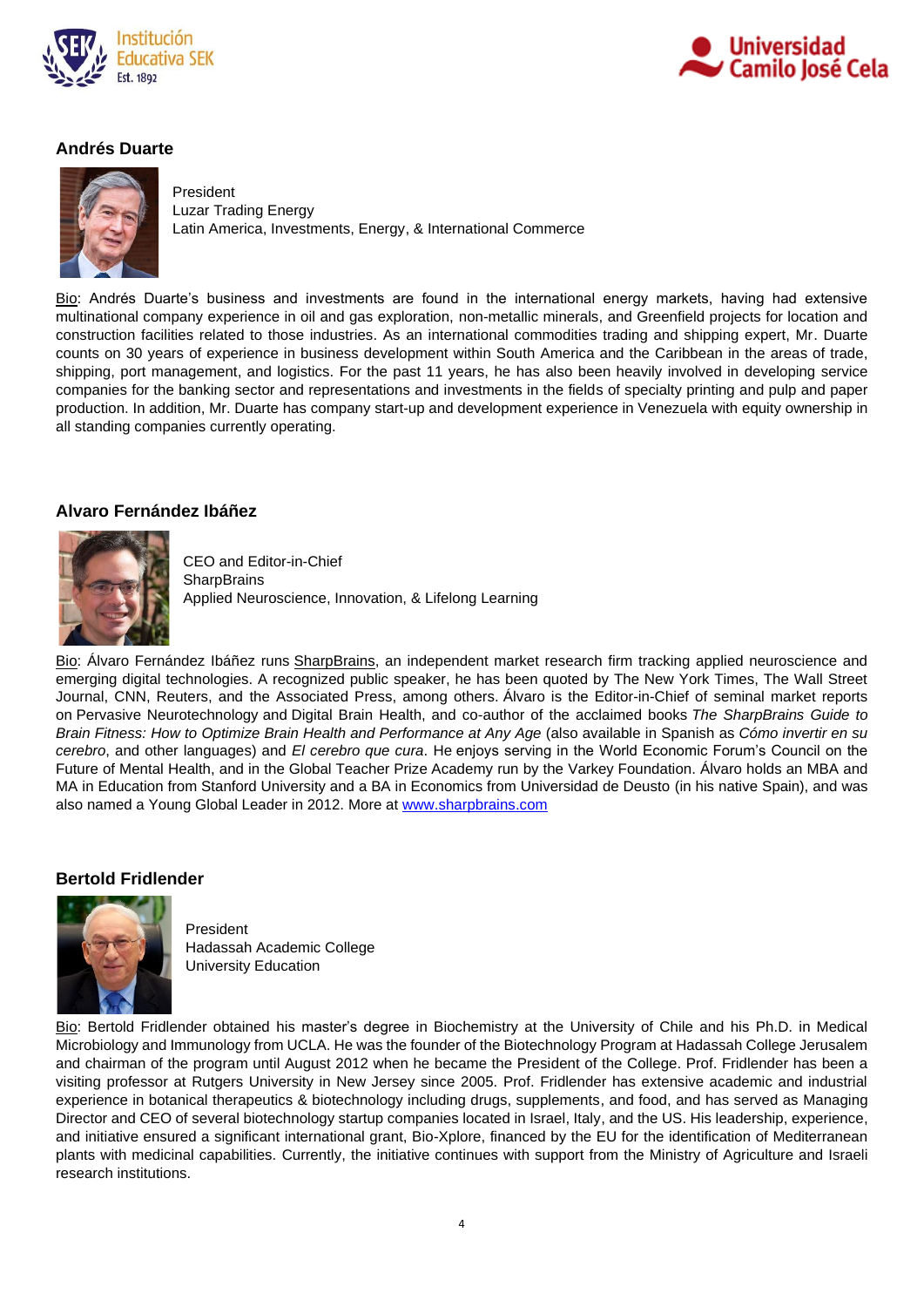### Andrés Duarte

President
Luzar Trading Energy
Latin America, Investments, Energy, & International Commerce

Bio: Andrés Duarte's business and investments are found in the international energy markets, having had extensive multinational company experience in oil and gas exploration, non-metallic minerals, and Greenfield projects for location and construction facilities related to those industries. As an international commodities trading and shipping expert, Mr. Duarte counts on 30 years of experience in business development within South America and the Caribbean in the areas of trade, shipping, port management, and logistics. For the past 11 years, he has also been heavily involved in developing service companies for the banking sector and representations and investments in the fields of specialty printing and pulp and paper production. In addition, Mr. Duarte has company start-up and development experience in Venezuela with equity ownership in all standing companies currently operating.

### Alvaro Fernández Ibáñez

CEO and Editor-in-Chief
SharpBrains
Applied Neuroscience, Innovation, & Lifelong Learning

Bio: Álvaro Fernández Ibáñez runs SharpBrains, an independent market research firm tracking applied neuroscience and emerging digital technologies. A recognized public speaker, he has been quoted by The New York Times, The Wall Street Journal, CNN, Reuters, and the Associated Press, among others. Álvaro is the Editor-in-Chief of seminal market reports on Pervasive Neurotechnology and Digital Brain Health, and co-author of the acclaimed books *The SharpBrains Guide to Brain Fitness: How to Optimize Brain Health and Performance at Any Age* (also available in Spanish as *Cómo invertir en su cerebro*, and other languages) and *El cerebro que cura*. He enjoys serving in the World Economic Forum's Council on the Future of Mental Health, and in the Global Teacher Prize Academy run by the Varkey Foundation. Álvaro holds an MBA and MA in Education from Stanford University and a BA in Economics from Universidad de Deusto (in his native Spain), and was also named a Young Global Leader in 2012. More at [www.sharpbrains.com](http://www.sharpbrains.com)

### Bertold Fridlender

President
Hadassah Academic College
University Education

Bio: Bertold Fridlender obtained his master's degree in Biochemistry at the University of Chile and his Ph.D. in Medical Microbiology and Immunology from UCLA. He was the founder of the Biotechnology Program at Hadassah College Jerusalem and chairman of the program until August 2012 when he became the President of the College. Prof. Fridlender has been a visiting professor at Rutgers University in New Jersey since 2005. Prof. Fridlender has extensive academic and industrial experience in botanical therapeutics & biotechnology including drugs, supplements, and food, and has served as Managing Director and CEO of several biotechnology startup companies located in Israel, Italy, and the US. His leadership, experience, and initiative ensured a significant international grant, Bio-Xplore, financed by the EU for the identification of Mediterranean plants with medicinal capabilities. Currently, the initiative continues with support from the Ministry of Agriculture and Israeli research institutions.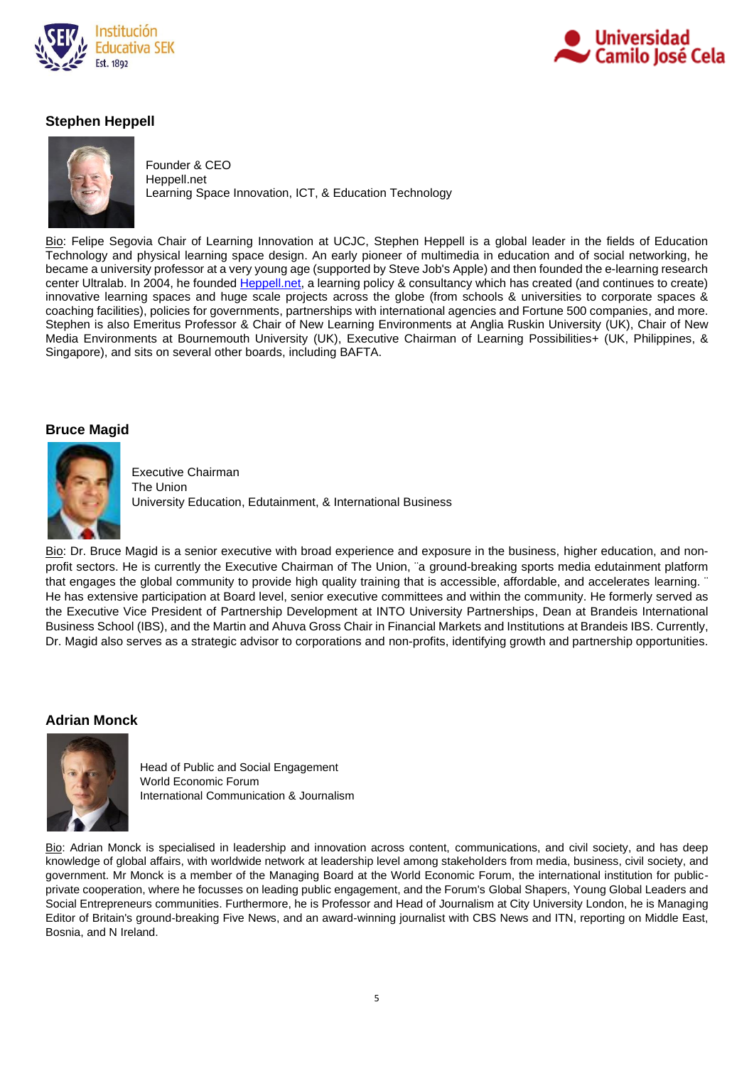### Stephen Heppell

Founder & CEO
Heppell.net
Learning Space Innovation, ICT, & Education Technology

Bio: Felipe Segovia Chair of Learning Innovation at UCJC, Stephen Heppell is a global leader in the fields of Education Technology and physical learning space design. An early pioneer of multimedia in education and of social networking, he became a university professor at a very young age (supported by Steve Job's Apple) and then founded the e-learning research center Ultralab. In 2004, he founded Heppell.net, a learning policy & consultancy which has created (and continues to create) innovative learning spaces and huge scale projects across the globe (from schools & universities to corporate spaces & coaching facilities), policies for governments, partnerships with international agencies and Fortune 500 companies, and more. Stephen is also Emeritus Professor & Chair of New Learning Environments at Anglia Ruskin University (UK), Chair of New Media Environments at Bournemouth University (UK), Executive Chairman of Learning Possibilities+ (UK, Philippines, & Singapore), and sits on several other boards, including BAFTA.

### Bruce Magid

Executive Chairman
The Union
University Education, Edutainment, & International Business

Bio: Dr. Bruce Magid is a senior executive with broad experience and exposure in the business, higher education, and non-profit sectors. He is currently the Executive Chairman of The Union, ¨a ground-breaking sports media edutainment platform that engages the global community to provide high quality training that is accessible, affordable, and accelerates learning. ¨ He has extensive participation at Board level, senior executive committees and within the community. He formerly served as the Executive Vice President of Partnership Development at INTO University Partnerships, Dean at Brandeis International Business School (IBS), and the Martin and Ahuva Gross Chair in Financial Markets and Institutions at Brandeis IBS. Currently, Dr. Magid also serves as a strategic advisor to corporations and non-profits, identifying growth and partnership opportunities.

### Adrian Monck

Head of Public and Social Engagement
World Economic Forum
International Communication & Journalism

Bio: Adrian Monck is specialised in leadership and innovation across content, communications, and civil society, and has deep knowledge of global affairs, with worldwide network at leadership level among stakeholders from media, business, civil society, and government. Mr Monck is a member of the Managing Board at the World Economic Forum, the international institution for public-private cooperation, where he focusses on leading public engagement, and the Forum's Global Shapers, Young Global Leaders and Social Entrepreneurs communities. Furthermore, he is Professor and Head of Journalism at City University London, he is Managing Editor of Britain's ground-breaking Five News, and an award-winning journalist with CBS News and ITN, reporting on Middle East, Bosnia, and N Ireland.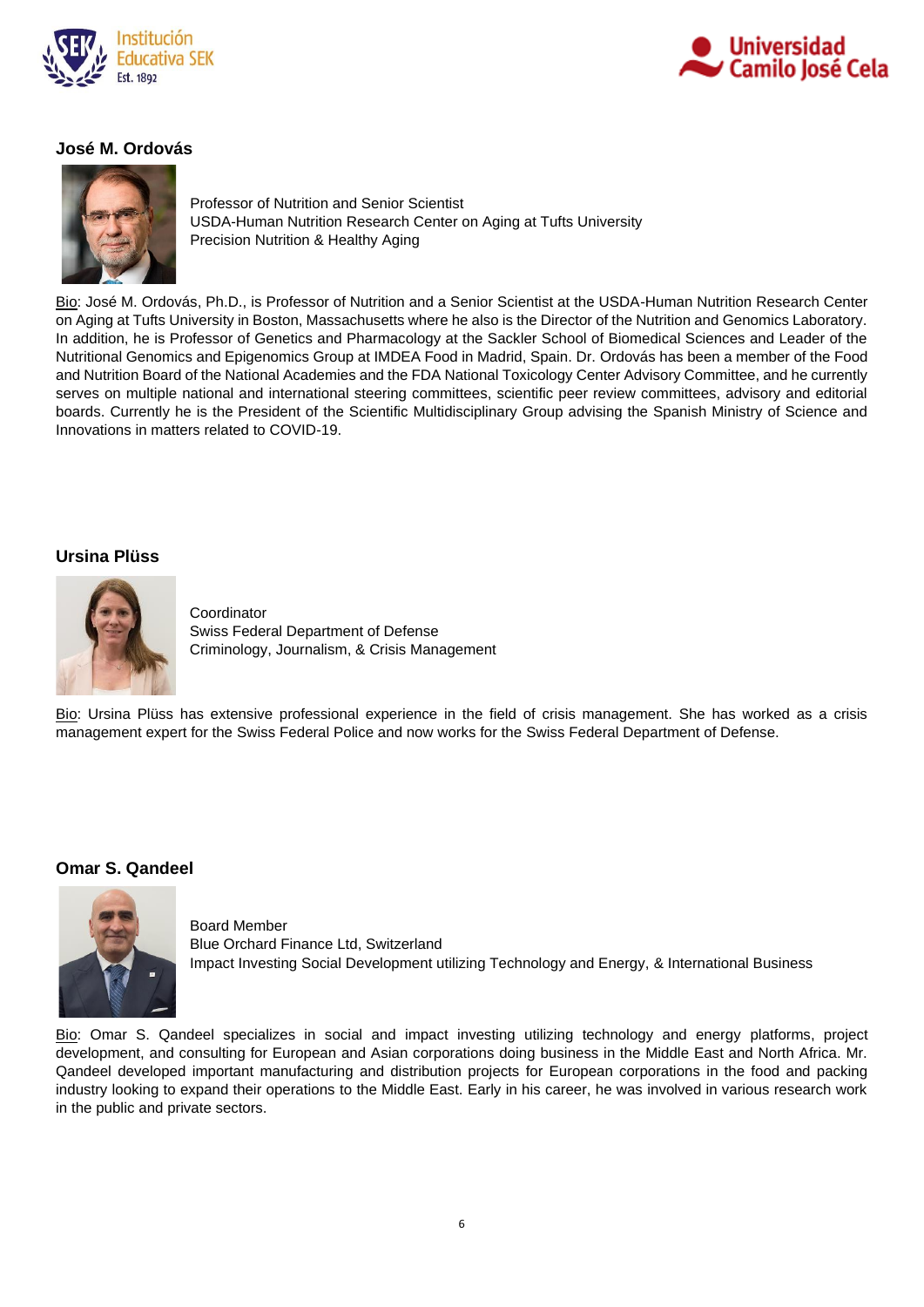### José M. Ordovás

Professor of Nutrition and Senior Scientist
USDA-Human Nutrition Research Center on Aging at Tufts University
Precision Nutrition & Healthy Aging

Bio: José M. Ordovás, Ph.D., is Professor of Nutrition and a Senior Scientist at the USDA-Human Nutrition Research Center on Aging at Tufts University in Boston, Massachusetts where he also is the Director of the Nutrition and Genomics Laboratory. In addition, he is Professor of Genetics and Pharmacology at the Sackler School of Biomedical Sciences and Leader of the Nutritional Genomics and Epigenomics Group at IMDEA Food in Madrid, Spain. Dr. Ordovás has been a member of the Food and Nutrition Board of the National Academies and the FDA National Toxicology Center Advisory Committee, and he currently serves on multiple national and international steering committees, scientific peer review committees, advisory and editorial boards. Currently he is the President of the Scientific Multidisciplinary Group advising the Spanish Ministry of Science and Innovations in matters related to COVID-19.

### Ursina Plüss

Coordinator
Swiss Federal Department of Defense
Criminology, Journalism, & Crisis Management

Bio: Ursina Plüss has extensive professional experience in the field of crisis management. She has worked as a crisis management expert for the Swiss Federal Police and now works for the Swiss Federal Department of Defense.

### Omar S. Qandeel

Board Member
Blue Orchard Finance Ltd, Switzerland
Impact Investing Social Development utilizing Technology and Energy, & International Business

Bio: Omar S. Qandeel specializes in social and impact investing utilizing technology and energy platforms, project development, and consulting for European and Asian corporations doing business in the Middle East and North Africa. Mr. Qandeel developed important manufacturing and distribution projects for European corporations in the food and packing industry looking to expand their operations to the Middle East. Early in his career, he was involved in various research work in the public and private sectors.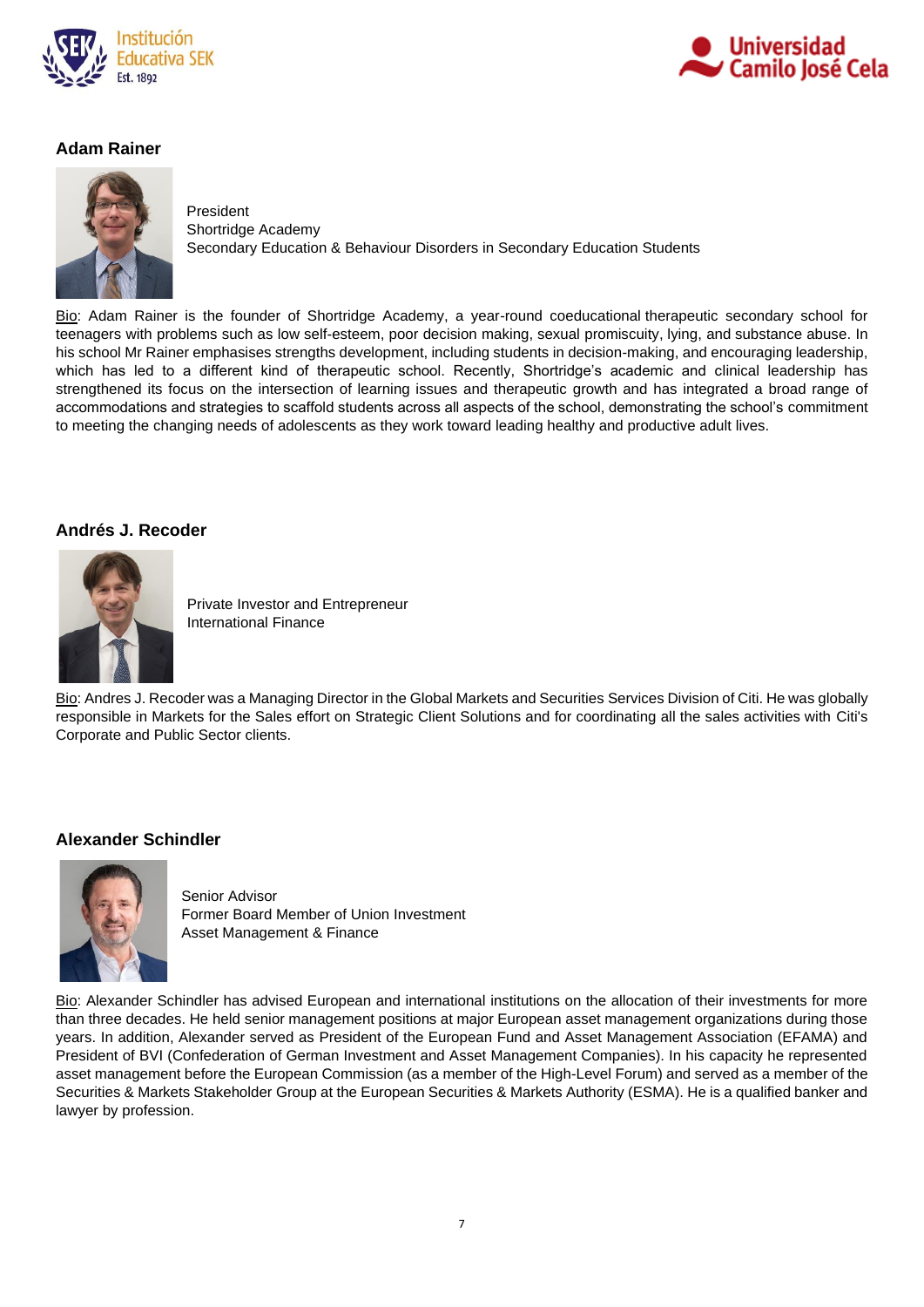### Adam Rainer

President
Shortridge Academy
Secondary Education & Behaviour Disorders in Secondary Education Students

Bio: Adam Rainer is the founder of Shortridge Academy, a year-round coeducational therapeutic secondary school for teenagers with problems such as low self-esteem, poor decision making, sexual promiscuity, lying, and substance abuse. In his school Mr Rainer emphasises strengths development, including students in decision-making, and encouraging leadership, which has led to a different kind of therapeutic school. Recently, Shortridge's academic and clinical leadership has strengthened its focus on the intersection of learning issues and therapeutic growth and has integrated a broad range of accommodations and strategies to scaffold students across all aspects of the school, demonstrating the school's commitment to meeting the changing needs of adolescents as they work toward leading healthy and productive adult lives.

### Andrés J. Recoder

Private Investor and Entrepreneur
International Finance

Bio: Andres J. Recoder was a Managing Director in the Global Markets and Securities Services Division of Citi. He was globally responsible in Markets for the Sales effort on Strategic Client Solutions and for coordinating all the sales activities with Citi's Corporate and Public Sector clients.

### Alexander Schindler

Senior Advisor
Former Board Member of Union Investment
Asset Management & Finance

Bio: Alexander Schindler has advised European and international institutions on the allocation of their investments for more than three decades. He held senior management positions at major European asset management organizations during those years. In addition, Alexander served as President of the European Fund and Asset Management Association (EFAMA) and President of BVI (Confederation of German Investment and Asset Management Companies). In his capacity he represented asset management before the European Commission (as a member of the High-Level Forum) and served as a member of the Securities & Markets Stakeholder Group at the European Securities & Markets Authority (ESMA). He is a qualified banker and lawyer by profession.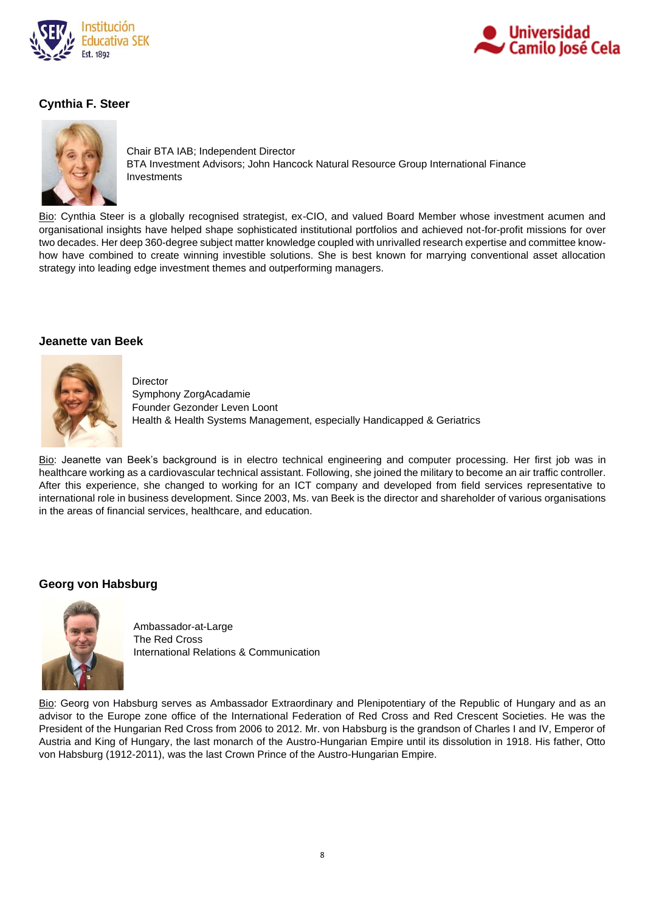### Cynthia F. Steer

Chair BTA IAB; Independent Director
BTA Investment Advisors; John Hancock Natural Resource Group International Finance Investments

Bio: Cynthia Steer is a globally recognised strategist, ex-CIO, and valued Board Member whose investment acumen and organisational insights have helped shape sophisticated institutional portfolios and achieved not-for-profit missions for over two decades. Her deep 360-degree subject matter knowledge coupled with unrivalled research expertise and committee know-how have combined to create winning investible solutions. She is best known for marrying conventional asset allocation strategy into leading edge investment themes and outperforming managers.

### Jeanette van Beek

Director
Symphony ZorgAcadamie
Founder Gezonder Leven Loont
Health & Health Systems Management, especially Handicapped & Geriatrics

Bio: Jeanette van Beek's background is in electro technical engineering and computer processing. Her first job was in healthcare working as a cardiovascular technical assistant. Following, she joined the military to become an air traffic controller. After this experience, she changed to working for an ICT company and developed from field services representative to international role in business development. Since 2003, Ms. van Beek is the director and shareholder of various organisations in the areas of financial services, healthcare, and education.

### Georg von Habsburg

Ambassador-at-Large
The Red Cross
International Relations & Communication

Bio: Georg von Habsburg serves as Ambassador Extraordinary and Plenipotentiary of the Republic of Hungary and as an advisor to the Europe zone office of the International Federation of Red Cross and Red Crescent Societies. He was the President of the Hungarian Red Cross from 2006 to 2012. Mr. von Habsburg is the grandson of Charles I and IV, Emperor of Austria and King of Hungary, the last monarch of the Austro-Hungarian Empire until its dissolution in 1918. His father, Otto von Habsburg (1912-2011), was the last Crown Prince of the Austro-Hungarian Empire.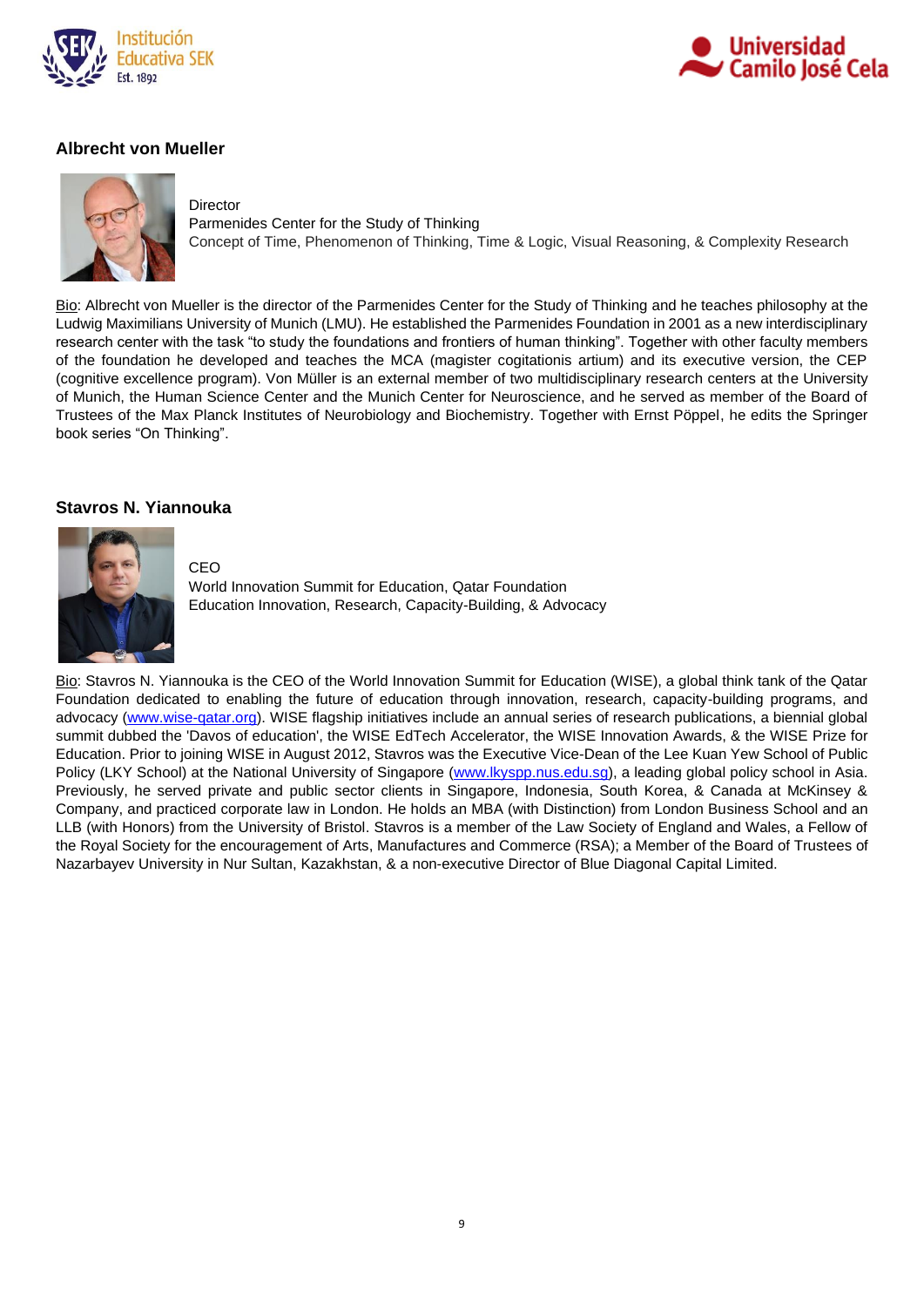### Albrecht von Mueller

Director
Parmenides Center for the Study of Thinking
Concept of Time, Phenomenon of Thinking, Time & Logic, Visual Reasoning, & Complexity Research

Bio: Albrecht von Mueller is the director of the Parmenides Center for the Study of Thinking and he teaches philosophy at the Ludwig Maximilians University of Munich (LMU). He established the Parmenides Foundation in 2001 as a new interdisciplinary research center with the task "to study the foundations and frontiers of human thinking". Together with other faculty members of the foundation he developed and teaches the MCA (magister cogitationis artium) and its executive version, the CEP (cognitive excellence program). Von Müller is an external member of two multidisciplinary research centers at the University of Munich, the Human Science Center and the Munich Center for Neuroscience, and he served as member of the Board of Trustees of the Max Planck Institutes of Neurobiology and Biochemistry. Together with Ernst Pöppel, he edits the Springer book series "On Thinking".

### Stavros N. Yiannouka

CEO
World Innovation Summit for Education, Qatar Foundation
Education Innovation, Research, Capacity-Building, & Advocacy

Bio: Stavros N. Yiannouka is the CEO of the World Innovation Summit for Education (WISE), a global think tank of the Qatar Foundation dedicated to enabling the future of education through innovation, research, capacity-building programs, and advocacy (www.wise-qatar.org). WISE flagship initiatives include an annual series of research publications, a biennial global summit dubbed the 'Davos of education', the WISE EdTech Accelerator, the WISE Innovation Awards, & the WISE Prize for Education. Prior to joining WISE in August 2012, Stavros was the Executive Vice-Dean of the Lee Kuan Yew School of Public Policy (LKY School) at the National University of Singapore (www.lkyspp.nus.edu.sg), a leading global policy school in Asia. Previously, he served private and public sector clients in Singapore, Indonesia, South Korea, & Canada at McKinsey & Company, and practiced corporate law in London. He holds an MBA (with Distinction) from London Business School and an LLB (with Honors) from the University of Bristol. Stavros is a member of the Law Society of England and Wales, a Fellow of the Royal Society for the encouragement of Arts, Manufactures and Commerce (RSA); a Member of the Board of Trustees of Nazarbayev University in Nur Sultan, Kazakhstan, & a non-executive Director of Blue Diagonal Capital Limited.